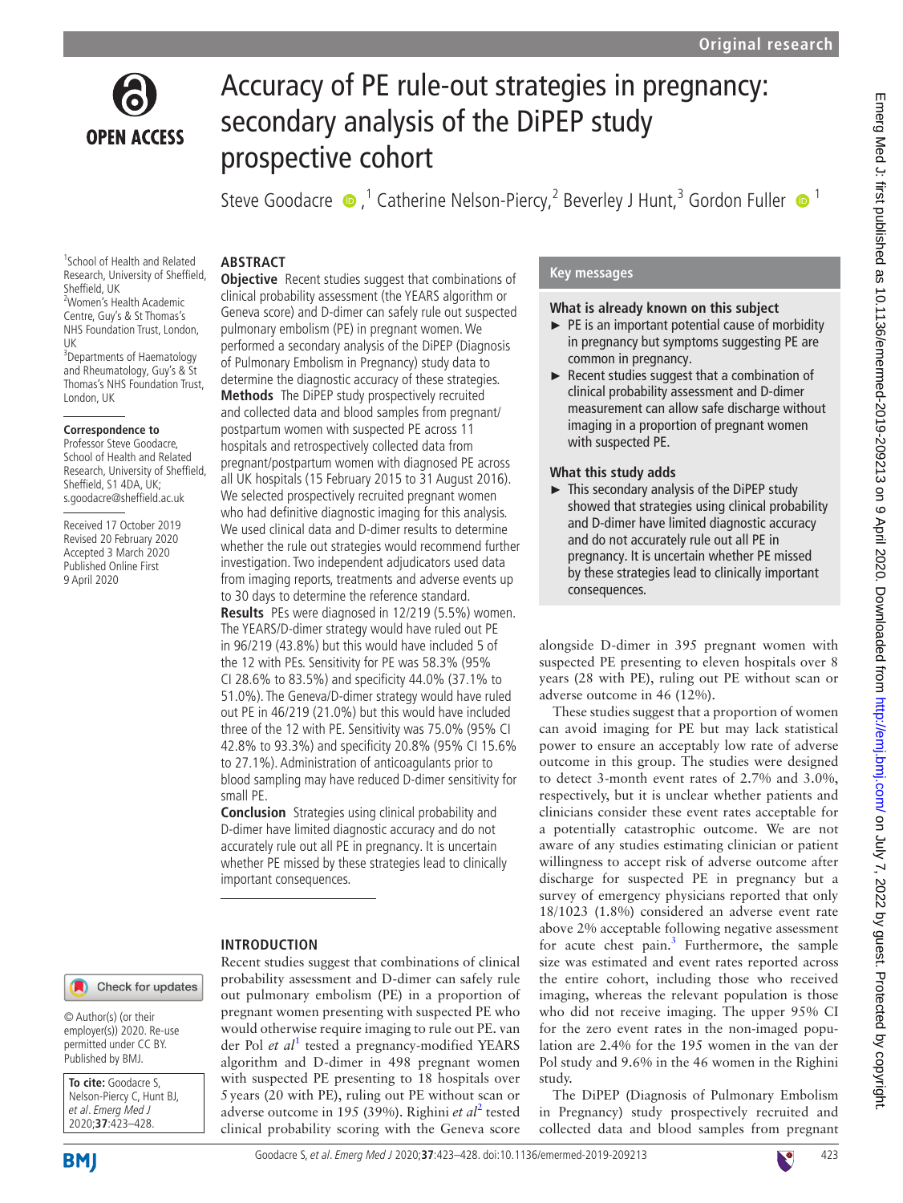Original research

# Accuracy of PE rule-out strategies in pregnancy: secondary analysis of the DiPEP study prospective cohort

Steve Goodacre [1], Catherine Nelson-Piercy,[2] Beverley J Hunt,[3] Gordon Fuller [1]

[1]School of Health and Related Research, University of Sheffield, Sheffield, UK
[2]Women's Health Academic Centre, Guy's & St Thomas's NHS Foundation Trust, London, UK
[3]Departments of Haematology and Rheumatology, Guy's & St Thomas's NHS Foundation Trust, London, UK

**Correspondence to**
Professor Steve Goodacre, School of Health and Related Research, University of Sheffield, Sheffield, S1 4DA, UK; s.goodacre@sheffield.ac.uk

Received 17 October 2019
Revised 20 February 2020
Accepted 3 March 2020
Published Online First 9 April 2020

© Author(s) (or their employer(s)) 2020. Re-use permitted under CC BY. Published by BMJ.

**To cite:** Goodacre S, Nelson-Piercy C, Hunt BJ, *et al*. *Emerg Med J* 2020;**37**:423–428.

## ABSTRACT

**Objective** Recent studies suggest that combinations of clinical probability assessment (the YEARS algorithm or Geneva score) and D-dimer can safely rule out suspected pulmonary embolism (PE) in pregnant women. We performed a secondary analysis of the DiPEP (Diagnosis of Pulmonary Embolism in Pregnancy) study data to determine the diagnostic accuracy of these strategies.

**Methods** The DiPEP study prospectively recruited and collected data and blood samples from pregnant/postpartum women with suspected PE across 11 hospitals and retrospectively collected data from pregnant/postpartum women with diagnosed PE across all UK hospitals (15 February 2015 to 31 August 2016). We selected prospectively recruited pregnant women who had definitive diagnostic imaging for this analysis. We used clinical data and D-dimer results to determine whether the rule out strategies would recommend further investigation. Two independent adjudicators used data from imaging reports, treatments and adverse events up to 30 days to determine the reference standard.

**Results** PEs were diagnosed in 12/219 (5.5%) women. The YEARS/D-dimer strategy would have ruled out PE in 96/219 (43.8%) but this would have included 5 of the 12 with PEs. Sensitivity for PE was 58.3% (95% CI 28.6% to 83.5%) and specificity 44.0% (37.1% to 51.0%). The Geneva/D-dimer strategy would have ruled out PE in 46/219 (21.0%) but this would have included three of the 12 with PE. Sensitivity was 75.0% (95% CI 42.8% to 93.3%) and specificity 20.8% (95% CI 15.6% to 27.1%). Administration of anticoagulants prior to blood sampling may have reduced D-dimer sensitivity for small PE.

**Conclusion** Strategies using clinical probability and D-dimer have limited diagnostic accuracy and do not accurately rule out all PE in pregnancy. It is uncertain whether PE missed by these strategies lead to clinically important consequences.

## Key messages

### What is already known on this subject

- PE is an important potential cause of morbidity in pregnancy but symptoms suggesting PE are common in pregnancy.
- Recent studies suggest that a combination of clinical probability assessment and D-dimer measurement can allow safe discharge without imaging in a proportion of pregnant women with suspected PE.

### What this study adds

- This secondary analysis of the DiPEP study showed that strategies using clinical probability and D-dimer have limited diagnostic accuracy and do not accurately rule out all PE in pregnancy. It is uncertain whether PE missed by these strategies lead to clinically important consequences.

## INTRODUCTION

Recent studies suggest that combinations of clinical probability assessment and D-dimer can safely rule out pulmonary embolism (PE) in a proportion of pregnant women presenting with suspected PE who would otherwise require imaging to rule out PE. van der Pol *et al*[1] tested a pregnancy-modified YEARS algorithm and D-dimer in 498 pregnant women with suspected PE presenting to 18 hospitals over 5 years (20 with PE), ruling out PE without scan or adverse outcome in 195 (39%). Righini *et al*[2] tested clinical probability scoring with the Geneva score alongside D-dimer in 395 pregnant women with suspected PE presenting to eleven hospitals over 8 years (28 with PE), ruling out PE without scan or adverse outcome in 46 (12%).

These studies suggest that a proportion of women can avoid imaging for PE but may lack statistical power to ensure an acceptably low rate of adverse outcome in this group. The studies were designed to detect 3-month event rates of 2.7% and 3.0%, respectively, but it is unclear whether patients and clinicians consider these event rates acceptable for a potentially catastrophic outcome. We are not aware of any studies estimating clinician or patient willingness to accept risk of adverse outcome after discharge for suspected PE in pregnancy but a survey of emergency physicians reported that only 18/1023 (1.8%) considered an adverse event rate above 2% acceptable following negative assessment for acute chest pain.[3] Furthermore, the sample size was estimated and event rates reported across the entire cohort, including those who received imaging, whereas the relevant population is those who did not receive imaging. The upper 95% CI for the zero event rates in the non-imaged population are 2.4% for the 195 women in the van der Pol study and 9.6% for the 46 women in the Righini study.

The DiPEP (Diagnosis of Pulmonary Embolism in Pregnancy) study prospectively recruited and collected data and blood samples from pregnant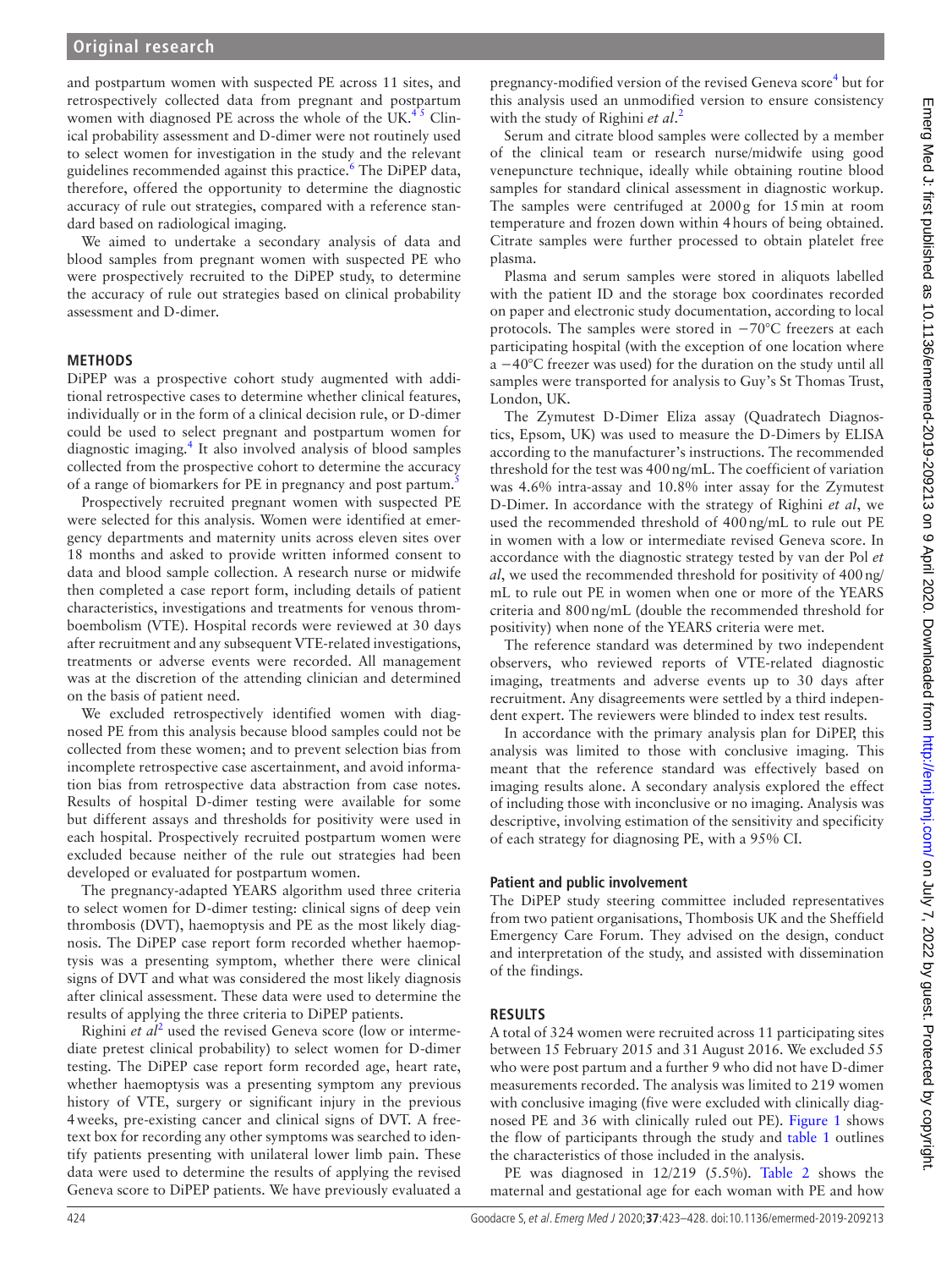and postpartum women with suspected PE across 11 sites, and retrospectively collected data from pregnant and postpartum women with diagnosed PE across the whole of the UK.[4 5] Clinical probability assessment and D-dimer were not routinely used to select women for investigation in the study and the relevant guidelines recommended against this practice.[6] The DiPEP data, therefore, offered the opportunity to determine the diagnostic accuracy of rule out strategies, compared with a reference standard based on radiological imaging.

We aimed to undertake a secondary analysis of data and blood samples from pregnant women with suspected PE who were prospectively recruited to the DiPEP study, to determine the accuracy of rule out strategies based on clinical probability assessment and D-dimer.

## METHODS

DiPEP was a prospective cohort study augmented with additional retrospective cases to determine whether clinical features, individually or in the form of a clinical decision rule, or D-dimer could be used to select pregnant and postpartum women for diagnostic imaging.[4] It also involved analysis of blood samples collected from the prospective cohort to determine the accuracy of a range of biomarkers for PE in pregnancy and post partum.[5]

Prospectively recruited pregnant women with suspected PE were selected for this analysis. Women were identified at emergency departments and maternity units across eleven sites over 18 months and asked to provide written informed consent to data and blood sample collection. A research nurse or midwife then completed a case report form, including details of patient characteristics, investigations and treatments for venous thromboembolism (VTE). Hospital records were reviewed at 30 days after recruitment and any subsequent VTE-related investigations, treatments or adverse events were recorded. All management was at the discretion of the attending clinician and determined on the basis of patient need.

We excluded retrospectively identified women with diagnosed PE from this analysis because blood samples could not be collected from these women; and to prevent selection bias from incomplete retrospective case ascertainment, and avoid information bias from retrospective data abstraction from case notes. Results of hospital D-dimer testing were available for some but different assays and thresholds for positivity were used in each hospital. Prospectively recruited postpartum women were excluded because neither of the rule out strategies had been developed or evaluated for postpartum women.

The pregnancy-adapted YEARS algorithm used three criteria to select women for D-dimer testing: clinical signs of deep vein thrombosis (DVT), haemoptysis and PE as the most likely diagnosis. The DiPEP case report form recorded whether haemoptysis was a presenting symptom, whether there were clinical signs of DVT and what was considered the most likely diagnosis after clinical assessment. These data were used to determine the results of applying the three criteria to DiPEP patients.

Righini *et al*[2] used the revised Geneva score (low or intermediate pretest clinical probability) to select women for D-dimer testing. The DiPEP case report form recorded age, heart rate, whether haemoptysis was a presenting symptom any previous history of VTE, surgery or significant injury in the previous 4 weeks, pre-existing cancer and clinical signs of DVT. A free-text box for recording any other symptoms was searched to identify patients presenting with unilateral lower limb pain. These data were used to determine the results of applying the revised Geneva score to DiPEP patients. We have previously evaluated a pregnancy-modified version of the revised Geneva score[4] but for this analysis used an unmodified version to ensure consistency with the study of Righini *et al*.[2]

Serum and citrate blood samples were collected by a member of the clinical team or research nurse/midwife using good venepuncture technique, ideally while obtaining routine blood samples for standard clinical assessment in diagnostic workup. The samples were centrifuged at 2000 g for 15 min at room temperature and frozen down within 4 hours of being obtained. Citrate samples were further processed to obtain platelet free plasma.

Plasma and serum samples were stored in aliquots labelled with the patient ID and the storage box coordinates recorded on paper and electronic study documentation, according to local protocols. The samples were stored in −70°C freezers at each participating hospital (with the exception of one location where a −40°C freezer was used) for the duration on the study until all samples were transported for analysis to Guy's St Thomas Trust, London, UK.

The Zymutest D-Dimer Eliza assay (Quadratech Diagnostics, Epsom, UK) was used to measure the D-Dimers by ELISA according to the manufacturer's instructions. The recommended threshold for the test was 400 ng/mL. The coefficient of variation was 4.6% intra-assay and 10.8% inter assay for the Zymutest D-Dimer. In accordance with the strategy of Righini *et al*, we used the recommended threshold of 400 ng/mL to rule out PE in women with a low or intermediate revised Geneva score. In accordance with the diagnostic strategy tested by van der Pol *et al*, we used the recommended threshold for positivity of 400 ng/mL to rule out PE in women when one or more of the YEARS criteria and 800 ng/mL (double the recommended threshold for positivity) when none of the YEARS criteria were met.

The reference standard was determined by two independent observers, who reviewed reports of VTE-related diagnostic imaging, treatments and adverse events up to 30 days after recruitment. Any disagreements were settled by a third independent expert. The reviewers were blinded to index test results.

In accordance with the primary analysis plan for DiPEP, this analysis was limited to those with conclusive imaging. This meant that the reference standard was effectively based on imaging results alone. A secondary analysis explored the effect of including those with inconclusive or no imaging. Analysis was descriptive, involving estimation of the sensitivity and specificity of each strategy for diagnosing PE, with a 95% CI.

### Patient and public involvement

The DiPEP study steering committee included representatives from two patient organisations, Thombosis UK and the Sheffield Emergency Care Forum. They advised on the design, conduct and interpretation of the study, and assisted with dissemination of the findings.

## RESULTS

A total of 324 women were recruited across 11 participating sites between 15 February 2015 and 31 August 2016. We excluded 55 who were post partum and a further 9 who did not have D-dimer measurements recorded. The analysis was limited to 219 women with conclusive imaging (five were excluded with clinically diagnosed PE and 36 with clinically ruled out PE). Figure 1 shows the flow of participants through the study and table 1 outlines the characteristics of those included in the analysis.

PE was diagnosed in 12/219 (5.5%). Table 2 shows the maternal and gestational age for each woman with PE and how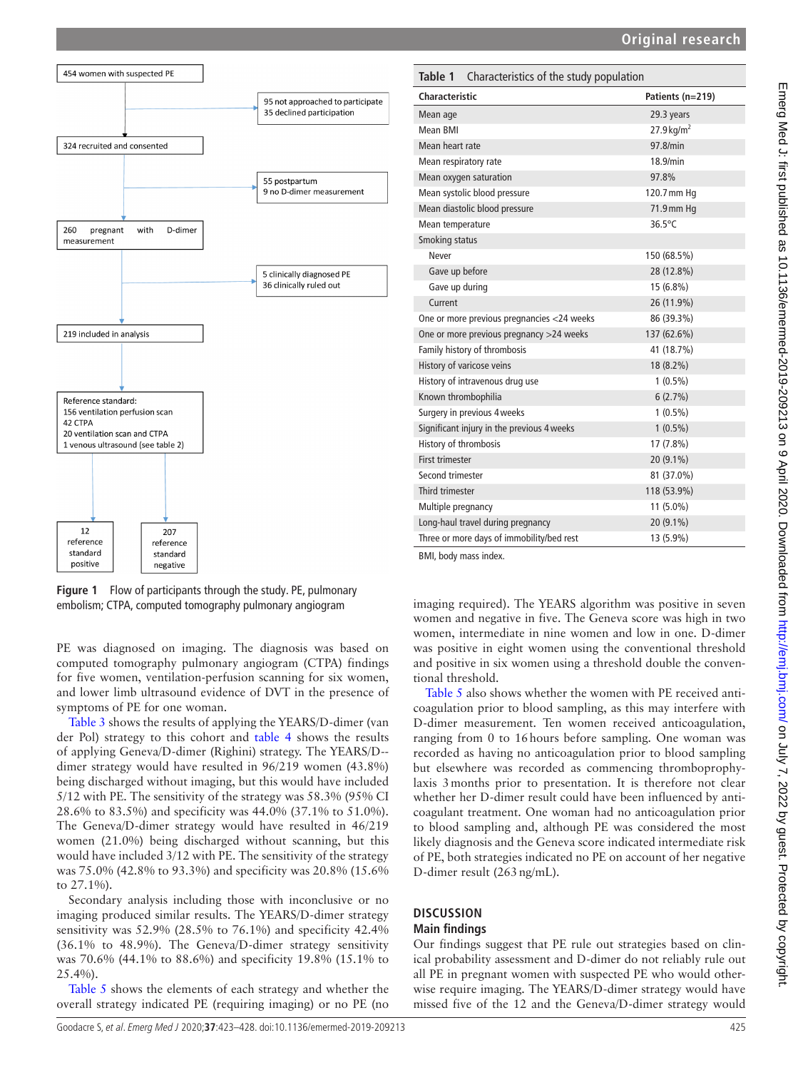454 women with suspected PE

95 not approached to participate
35 declined participation

324 recruited and consented

55 postpartum
9 no D-dimer measurement

260 pregnant with D-dimer measurement

5 clinically diagnosed PE
36 clinically ruled out

219 included in analysis

Reference standard:
156 ventilation perfusion scan
42 CTPA
20 ventilation scan and CTPA
1 venous ultrasound (see table 2)

12 reference standard positive

207 reference standard negative

**Figure 1** Flow of participants through the study. PE, pulmonary embolism; CTPA, computed tomography pulmonary angiogram

**Table 1** Characteristics of the study population

| Characteristic | Patients (n=219) |
|---|---|
| Mean age | 29.3 years |
| Mean BMI | 27.9 kg/m$^2$ |
| Mean heart rate | 97.8/min |
| Mean respiratory rate | 18.9/min |
| Mean oxygen saturation | 97.8% |
| Mean systolic blood pressure | 120.7 mm Hg |
| Mean diastolic blood pressure | 71.9 mm Hg |
| Mean temperature | 36.5°C |
| Smoking status | |
| Never | 150 (68.5%) |
| Gave up before | 28 (12.8%) |
| Gave up during | 15 (6.8%) |
| Current | 26 (11.9%) |
| One or more previous pregnancies <24 weeks | 86 (39.3%) |
| One or more previous pregnancy >24 weeks | 137 (62.6%) |
| Family history of thrombosis | 41 (18.7%) |
| History of varicose veins | 18 (8.2%) |
| History of intravenous drug use | 1 (0.5%) |
| Known thrombophilia | 6 (2.7%) |
| Surgery in previous 4 weeks | 1 (0.5%) |
| Significant injury in the previous 4 weeks | 1 (0.5%) |
| History of thrombosis | 17 (7.8%) |
| First trimester | 20 (9.1%) |
| Second trimester | 81 (37.0%) |
| Third trimester | 118 (53.9%) |
| Multiple pregnancy | 11 (5.0%) |
| Long-haul travel during pregnancy | 20 (9.1%) |
| Three or more days of immobility/bed rest | 13 (5.9%) |

BMI, body mass index.

PE was diagnosed on imaging. The diagnosis was based on computed tomography pulmonary angiogram (CTPA) findings for five women, ventilation-perfusion scanning for six women, and lower limb ultrasound evidence of DVT in the presence of symptoms of PE for one woman.

Table 3 shows the results of applying the YEARS/D-dimer (van der Pol) strategy to this cohort and table 4 shows the results of applying Geneva/D-dimer (Righini) strategy. The YEARS/D-dimer strategy would have resulted in 96/219 women (43.8%) being discharged without imaging, but this would have included 5/12 with PE. The sensitivity of the strategy was 58.3% (95% CI 28.6% to 83.5%) and specificity was 44.0% (37.1% to 51.0%). The Geneva/D-dimer strategy would have resulted in 46/219 women (21.0%) being discharged without scanning, but this would have included 3/12 with PE. The sensitivity of the strategy was 75.0% (42.8% to 93.3%) and specificity was 20.8% (15.6% to 27.1%).

Secondary analysis including those with inconclusive or no imaging produced similar results. The YEARS/D-dimer strategy sensitivity was 52.9% (28.5% to 76.1%) and specificity 42.4% (36.1% to 48.9%). The Geneva/D-dimer strategy sensitivity was 70.6% (44.1% to 88.6%) and specificity 19.8% (15.1% to 25.4%).

Table 5 shows the elements of each strategy and whether the overall strategy indicated PE (requiring imaging) or no PE (no imaging required). The YEARS algorithm was positive in seven women and negative in five. The Geneva score was high in two women, intermediate in nine women and low in one. D-dimer was positive in eight women using the conventional threshold and positive in six women using a threshold double the conventional threshold.

Table 5 also shows whether the women with PE received anticoagulation prior to blood sampling, as this may interfere with D-dimer measurement. Ten women received anticoagulation, ranging from 0 to 16 hours before sampling. One woman was recorded as having no anticoagulation prior to blood sampling but elsewhere was recorded as commencing thromboprophylaxis 3 months prior to presentation. It is therefore not clear whether her D-dimer result could have been influenced by anticoagulant treatment. One woman had no anticoagulation prior to blood sampling and, although PE was considered the most likely diagnosis and the Geneva score indicated intermediate risk of PE, both strategies indicated no PE on account of her negative D-dimer result (263 ng/mL).

## DISCUSSION

### Main findings

Our findings suggest that PE rule out strategies based on clinical probability assessment and D-dimer do not reliably rule out all PE in pregnant women with suspected PE who would otherwise require imaging. The YEARS/D-dimer strategy would have missed five of the 12 and the Geneva/D-dimer strategy would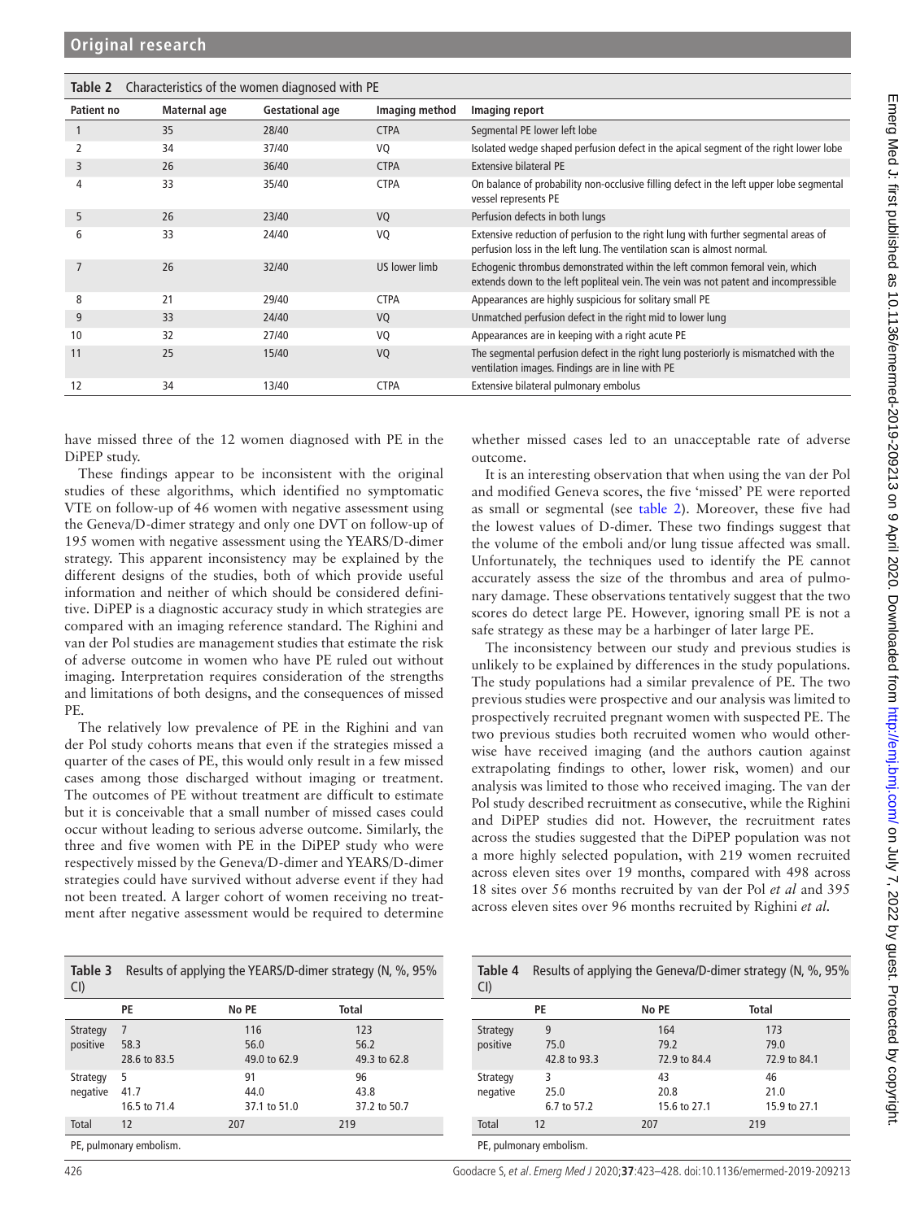**Table 2** Characteristics of the women diagnosed with PE

| Patient no | Maternal age | Gestational age | Imaging method | Imaging report |
|---|---|---|---|---|
| 1 | 35 | 28/40 | CTPA | Segmental PE lower left lobe |
| 2 | 34 | 37/40 | VQ | Isolated wedge shaped perfusion defect in the apical segment of the right lower lobe |
| 3 | 26 | 36/40 | CTPA | Extensive bilateral PE |
| 4 | 33 | 35/40 | CTPA | On balance of probability non-occlusive filling defect in the left upper lobe segmental vessel represents PE |
| 5 | 26 | 23/40 | VQ | Perfusion defects in both lungs |
| 6 | 33 | 24/40 | VQ | Extensive reduction of perfusion to the right lung with further segmental areas of perfusion loss in the left lung. The ventilation scan is almost normal. |
| 7 | 26 | 32/40 | US lower limb | Echogenic thrombus demonstrated within the left common femoral vein, which extends down to the left popliteal vein. The vein was not patent and incompressible |
| 8 | 21 | 29/40 | CTPA | Appearances are highly suspicious for solitary small PE |
| 9 | 33 | 24/40 | VQ | Unmatched perfusion defect in the right mid to lower lung |
| 10 | 32 | 27/40 | VQ | Appearances are in keeping with a right acute PE |
| 11 | 25 | 15/40 | VQ | The segmental perfusion defect in the right lung posteriorly is mismatched with the ventilation images. Findings are in line with PE |
| 12 | 34 | 13/40 | CTPA | Extensive bilateral pulmonary embolus |

have missed three of the 12 women diagnosed with PE in the DiPEP study.

These findings appear to be inconsistent with the original studies of these algorithms, which identified no symptomatic VTE on follow-up of 46 women with negative assessment using the Geneva/D-dimer strategy and only one DVT on follow-up of 195 women with negative assessment using the YEARS/D-dimer strategy. This apparent inconsistency may be explained by the different designs of the studies, both of which provide useful information and neither of which should be considered definitive. DiPEP is a diagnostic accuracy study in which strategies are compared with an imaging reference standard. The Righini and van der Pol studies are management studies that estimate the risk of adverse outcome in women who have PE ruled out without imaging. Interpretation requires consideration of the strengths and limitations of both designs, and the consequences of missed PE.

The relatively low prevalence of PE in the Righini and van der Pol study cohorts means that even if the strategies missed a quarter of the cases of PE, this would only result in a few missed cases among those discharged without imaging or treatment. The outcomes of PE without treatment are difficult to estimate but it is conceivable that a small number of missed cases could occur without leading to serious adverse outcome. Similarly, the three and five women with PE in the DiPEP study who were respectively missed by the Geneva/D-dimer and YEARS/D-dimer strategies could have survived without adverse event if they had not been treated. A larger cohort of women receiving no treatment after negative assessment would be required to determine whether missed cases led to an unacceptable rate of adverse outcome.

It is an interesting observation that when using the van der Pol and modified Geneva scores, the five 'missed' PE were reported as small or segmental (see table 2). Moreover, these five had the lowest values of D-dimer. These two findings suggest that the volume of the emboli and/or lung tissue affected was small. Unfortunately, the techniques used to identify the PE cannot accurately assess the size of the thrombus and area of pulmonary damage. These observations tentatively suggest that the two scores do detect large PE. However, ignoring small PE is not a safe strategy as these may be a harbinger of later large PE.

The inconsistency between our study and previous studies is unlikely to be explained by differences in the study populations. The study populations had a similar prevalence of PE. The two previous studies were prospective and our analysis was limited to prospectively recruited pregnant women with suspected PE. The two previous studies both recruited women who would otherwise have received imaging (and the authors caution against extrapolating findings to other, lower risk, women) and our analysis was limited to those who received imaging. The van der Pol study described recruitment as consecutive, while the Righini and DiPEP studies did not. However, the recruitment rates across the studies suggested that the DiPEP population was not a more highly selected population, with 219 women recruited across eleven sites over 19 months, compared with 498 across 18 sites over 56 months recruited by van der Pol *et al* and 395 across eleven sites over 96 months recruited by Righini *et al*.

**Table 3** Results of applying the YEARS/D-dimer strategy (N, %, 95% CI)

| | PE | No PE | Total |
|---|---|---|---|
| Strategy positive | 7<br>58.3<br>28.6 to 83.5 | 116<br>56.0<br>49.0 to 62.9 | 123<br>56.2<br>49.3 to 62.8 |
| Strategy negative | 5<br>41.7<br>16.5 to 71.4 | 91<br>44.0<br>37.1 to 51.0 | 96<br>43.8<br>37.2 to 50.7 |
| Total | 12 | 207 | 219 |

PE, pulmonary embolism.

**Table 4** Results of applying the Geneva/D-dimer strategy (N, %, 95% CI)

| | PE | No PE | Total |
|---|---|---|---|
| Strategy positive | 9<br>75.0<br>42.8 to 93.3 | 164<br>79.2<br>72.9 to 84.4 | 173<br>79.0<br>72.9 to 84.1 |
| Strategy negative | 3<br>25.0<br>6.7 to 57.2 | 43<br>20.8<br>15.6 to 27.1 | 46<br>21.0<br>15.9 to 27.1 |
| Total | 12 | 207 | 219 |

PE, pulmonary embolism.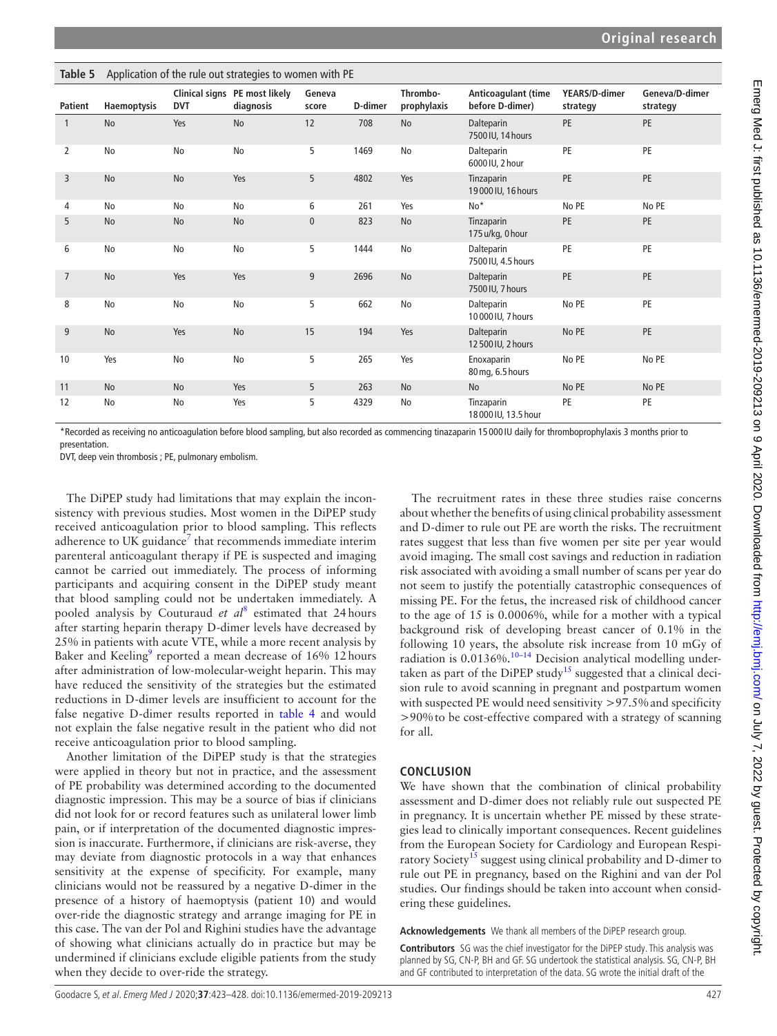**Table 5** Application of the rule out strategies to women with PE

| Patient | Haemoptysis | Clinical signs DVT | PE most likely diagnosis | Geneva score | D-dimer | Thrombo-prophylaxis | Anticoagulant (time before D-dimer) | YEARS/D-dimer strategy | Geneva/D-dimer strategy |
|---|---|---|---|---|---|---|---|---|---|
| 1 | No | Yes | No | 12 | 708 | No | Dalteparin 7500 IU, 14 hours | PE | PE |
| 2 | No | No | No | 5 | 1469 | No | Dalteparin 6000 IU, 2 hour | PE | PE |
| 3 | No | No | Yes | 5 | 4802 | Yes | Tinzaparin 19 000 IU, 16 hours | PE | PE |
| 4 | No | No | No | 6 | 261 | Yes | No* | No PE | No PE |
| 5 | No | No | No | 0 | 823 | No | Tinzaparin 175 u/kg, 0 hour | PE | PE |
| 6 | No | No | No | 5 | 1444 | No | Dalteparin 7500 IU, 4.5 hours | PE | PE |
| 7 | No | Yes | Yes | 9 | 2696 | No | Dalteparin 7500 IU, 7 hours | PE | PE |
| 8 | No | No | No | 5 | 662 | No | Dalteparin 10 000 IU, 7 hours | No PE | PE |
| 9 | No | Yes | No | 15 | 194 | Yes | Dalteparin 12 500 IU, 2 hours | No PE | PE |
| 10 | Yes | No | No | 5 | 265 | Yes | Enoxaparin 80 mg, 6.5 hours | No PE | No PE |
| 11 | No | No | Yes | 5 | 263 | No | No | No PE | No PE |
| 12 | No | No | Yes | 5 | 4329 | No | Tinzaparin 18 000 IU, 13.5 hour | PE | PE |

*Recorded as receiving no anticoagulation before blood sampling, but also recorded as commencing tinazaparin 15 000 IU daily for thromboprophylaxis 3 months prior to presentation.

DVT, deep vein thrombosis ; PE, pulmonary embolism.

The DiPEP study had limitations that may explain the inconsistency with previous studies. Most women in the DiPEP study received anticoagulation prior to blood sampling. This reflects adherence to UK guidance[7] that recommends immediate interim parenteral anticoagulant therapy if PE is suspected and imaging cannot be carried out immediately. The process of informing participants and acquiring consent in the DiPEP study meant that blood sampling could not be undertaken immediately. A pooled analysis by Couturaud *et al*[8] estimated that 24 hours after starting heparin therapy D-dimer levels have decreased by 25% in patients with acute VTE, while a more recent analysis by Baker and Keeling[9] reported a mean decrease of 16% 12 hours after administration of low-molecular-weight heparin. This may have reduced the sensitivity of the strategies but the estimated reductions in D-dimer levels are insufficient to account for the false negative D-dimer results reported in table 4 and would not explain the false negative result in the patient who did not receive anticoagulation prior to blood sampling.

Another limitation of the DiPEP study is that the strategies were applied in theory but not in practice, and the assessment of PE probability was determined according to the documented diagnostic impression. This may be a source of bias if clinicians did not look for or record features such as unilateral lower limb pain, or if interpretation of the documented diagnostic impression is inaccurate. Furthermore, if clinicians are risk-averse, they may deviate from diagnostic protocols in a way that enhances sensitivity at the expense of specificity. For example, many clinicians would not be reassured by a negative D-dimer in the presence of a history of haemoptysis (patient 10) and would over-ride the diagnostic strategy and arrange imaging for PE in this case. The van der Pol and Righini studies have the advantage of showing what clinicians actually do in practice but may be undermined if clinicians exclude eligible patients from the study when they decide to over-ride the strategy.

The recruitment rates in these three studies raise concerns about whether the benefits of using clinical probability assessment and D-dimer to rule out PE are worth the risks. The recruitment rates suggest that less than five women per site per year would avoid imaging. The small cost savings and reduction in radiation risk associated with avoiding a small number of scans per year do not seem to justify the potentially catastrophic consequences of missing PE. For the fetus, the increased risk of childhood cancer to the age of 15 is 0.0006%, while for a mother with a typical background risk of developing breast cancer of 0.1% in the following 10 years, the absolute risk increase from 10 mGy of radiation is 0.0136%.[10–14] Decision analytical modelling undertaken as part of the DiPEP study[15] suggested that a clinical decision rule to avoid scanning in pregnant and postpartum women with suspected PE would need sensitivity >97.5% and specificity >90% to be cost-effective compared with a strategy of scanning for all.

## CONCLUSION

We have shown that the combination of clinical probability assessment and D-dimer does not reliably rule out suspected PE in pregnancy. It is uncertain whether PE missed by these strategies lead to clinically important consequences. Recent guidelines from the European Society for Cardiology and European Respiratory Society[15] suggest using clinical probability and D-dimer to rule out PE in pregnancy, based on the Righini and van der Pol studies. Our findings should be taken into account when considering these guidelines.

**Acknowledgements** We thank all members of the DiPEP research group.

**Contributors** SG was the chief investigator for the DiPEP study. This analysis was planned by SG, CN-P, BH and GF. SG undertook the statistical analysis. SG, CN-P, BH and GF contributed to interpretation of the data. SG wrote the initial draft of the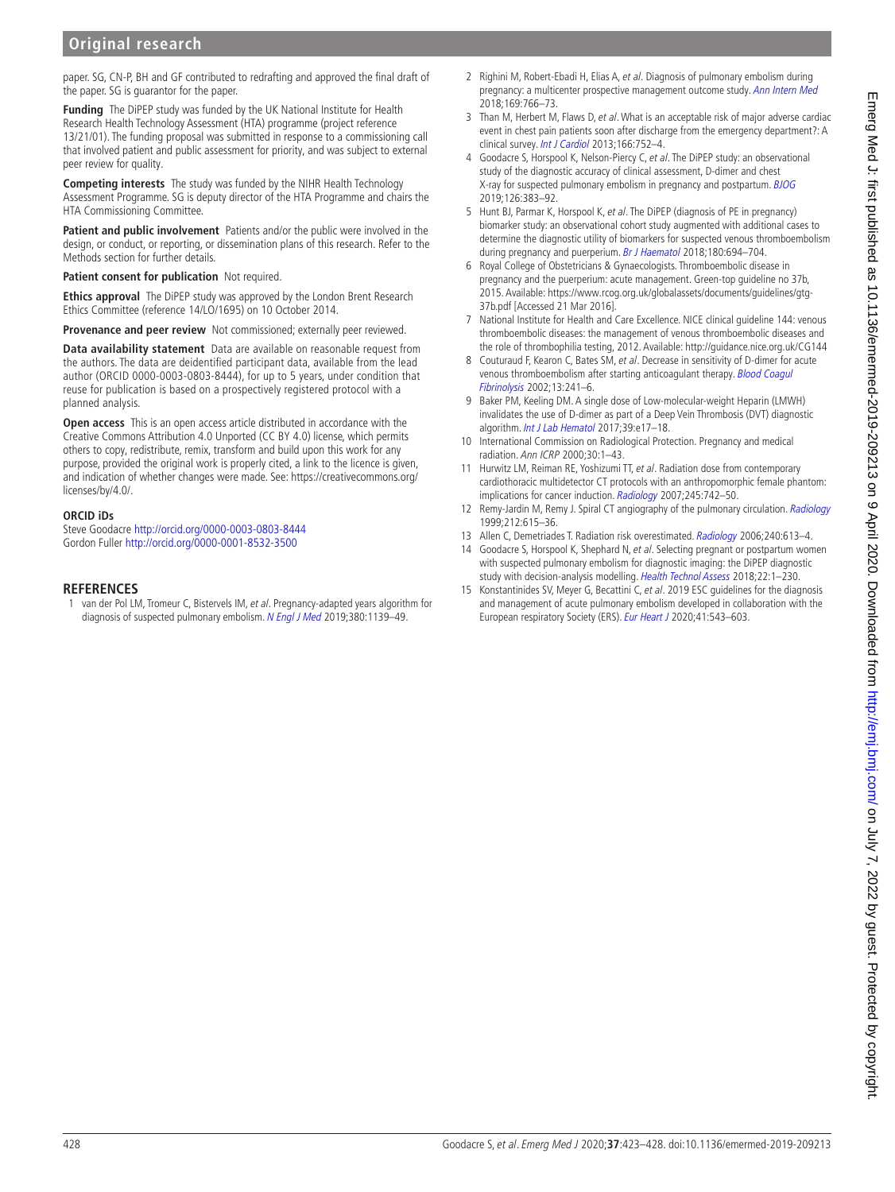paper. SG, CN-P, BH and GF contributed to redrafting and approved the final draft of the paper. SG is guarantor for the paper.

**Funding** The DiPEP study was funded by the UK National Institute for Health Research Health Technology Assessment (HTA) programme (project reference 13/21/01). The funding proposal was submitted in response to a commissioning call that involved patient and public assessment for priority, and was subject to external peer review for quality.

**Competing interests** The study was funded by the NIHR Health Technology Assessment Programme. SG is deputy director of the HTA Programme and chairs the HTA Commissioning Committee.

**Patient and public involvement** Patients and/or the public were involved in the design, or conduct, or reporting, or dissemination plans of this research. Refer to the Methods section for further details.

**Patient consent for publication** Not required.

**Ethics approval** The DiPEP study was approved by the London Brent Research Ethics Committee (reference 14/LO/1695) on 10 October 2014.

**Provenance and peer review** Not commissioned; externally peer reviewed.

**Data availability statement** Data are available on reasonable request from the authors. The data are deidentified participant data, available from the lead author (ORCID 0000-0003-0803-8444), for up to 5 years, under condition that reuse for publication is based on a prospectively registered protocol with a planned analysis.

**Open access** This is an open access article distributed in accordance with the Creative Commons Attribution 4.0 Unported (CC BY 4.0) license, which permits others to copy, redistribute, remix, transform and build upon this work for any purpose, provided the original work is properly cited, a link to the licence is given, and indication of whether changes were made. See: https://creativecommons.org/licenses/by/4.0/.

**ORCID iDs**

Steve Goodacre http://orcid.org/0000-0003-0803-8444
Gordon Fuller http://orcid.org/0000-0001-8532-3500

## REFERENCES

1. van der Pol LM, Tromeur C, Bistervels IM, *et al*. Pregnancy-adapted years algorithm for diagnosis of suspected pulmonary embolism. *N Engl J Med* 2019;380:1139–49.
2. Righini M, Robert-Ebadi H, Elias A, *et al*. Diagnosis of pulmonary embolism during pregnancy: a multicenter prospective management outcome study. *Ann Intern Med* 2018;169:766–73.
3. Than M, Herbert M, Flaws D, *et al*. What is an acceptable risk of major adverse cardiac event in chest pain patients soon after discharge from the emergency department?: A clinical survey. *Int J Cardiol* 2013;166:752–4.
4. Goodacre S, Horspool K, Nelson-Piercy C, *et al*. The DiPEP study: an observational study of the diagnostic accuracy of clinical assessment, D-dimer and chest X-ray for suspected pulmonary embolism in pregnancy and postpartum. *BJOG* 2019;126:383–92.
5. Hunt BJ, Parmar K, Horspool K, *et al*. The DiPEP (diagnosis of PE in pregnancy) biomarker study: an observational cohort study augmented with additional cases to determine the diagnostic utility of biomarkers for suspected venous thromboembolism during pregnancy and puerperium. *Br J Haematol* 2018;180:694–704.
6. Royal College of Obstetricians & Gynaecologists. Thromboembolic disease in pregnancy and the puerperium: acute management. Green-top guideline no 37b, 2015. Available: https://www.rcog.org.uk/globalassets/documents/guidelines/gtg-37b.pdf [Accessed 21 Mar 2016].
7. National Institute for Health and Care Excellence. NICE clinical guideline 144: venous thromboembolic diseases: the management of venous thromboembolic diseases and the role of thrombophilia testing, 2012. Available: http://guidance.nice.org.uk/CG144
8. Couturaud F, Kearon C, Bates SM, *et al*. Decrease in sensitivity of D-dimer for acute venous thromboembolism after starting anticoagulant therapy. *Blood Coagul Fibrinolysis* 2002;13:241–6.
9. Baker PM, Keeling DM. A single dose of Low-molecular-weight Heparin (LMWH) invalidates the use of D-dimer as part of a Deep Vein Thrombosis (DVT) diagnostic algorithm. *Int J Lab Hematol* 2017;39:e17–18.
10. International Commission on Radiological Protection. Pregnancy and medical radiation. *Ann ICRP* 2000;30:1–43.
11. Hurwitz LM, Reiman RE, Yoshizumi TT, *et al*. Radiation dose from contemporary cardiothoracic multidetector CT protocols with an anthropomorphic female phantom: implications for cancer induction. *Radiology* 2007;245:742–50.
12. Remy-Jardin M, Remy J. Spiral CT angiography of the pulmonary circulation. *Radiology* 1999;212:615–36.
13. Allen C, Demetriades T. Radiation risk overestimated. *Radiology* 2006;240:613–4.
14. Goodacre S, Horspool K, Shephard N, *et al*. Selecting pregnant or postpartum women with suspected pulmonary embolism for diagnostic imaging: the DiPEP diagnostic study with decision-analysis modelling. *Health Technol Assess* 2018;22:1–230.
15. Konstantinides SV, Meyer G, Becattini C, *et al*. 2019 ESC guidelines for the diagnosis and management of acute pulmonary embolism developed in collaboration with the European respiratory Society (ERS). *Eur Heart J* 2020;41:543–603.